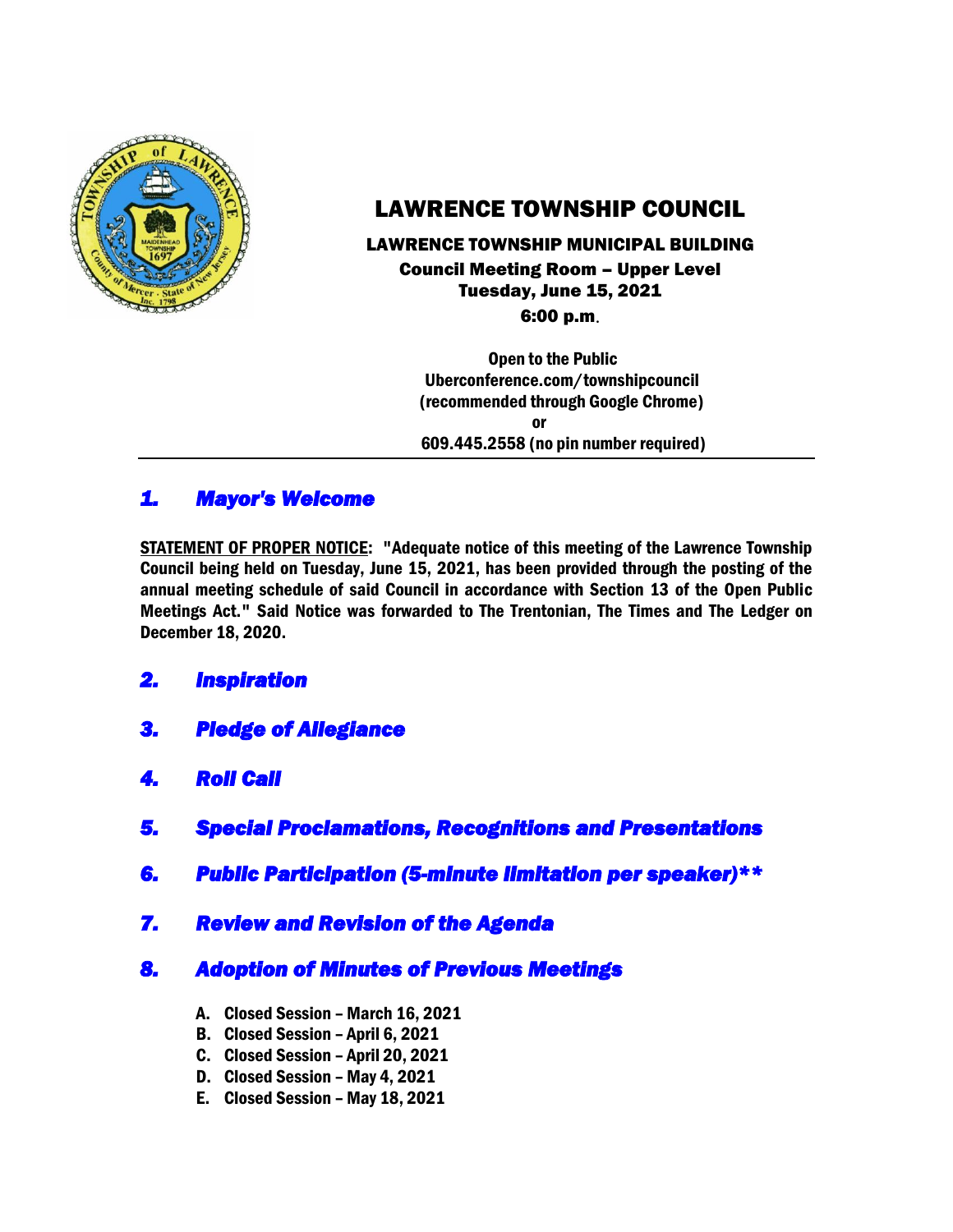# LAWRENCE TOWNSHIP COUNCIL

**LAWRENCE TOWNSHIP MUNICIPAL BUILDING**
**Council Meeting Room – Upper Level**
**Tuesday, June 15, 2021**
**6:00 p.m.**

**Open to the Public**
**Uberconference.com/townshipcouncil**
**(recommended through Google Chrome)**
**or**
**609.445.2558 (no pin number required)**

---

## *1. Mayor's Welcome*

**STATEMENT OF PROPER NOTICE: "Adequate notice of this meeting of the Lawrence Township Council being held on Tuesday, June 15, 2021, has been provided through the posting of the annual meeting schedule of said Council in accordance with Section 13 of the Open Public Meetings Act." Said Notice was forwarded to The Trentonian, The Times and The Ledger on December 18, 2020.**

## *2. Inspiration*

## *3. Pledge of Allegiance*

## *4. Roll Call*

## *5. Special Proclamations, Recognitions and Presentations*

## *6. Public Participation (5-minute limitation per speaker)***

## *7. Review and Revision of the Agenda*

## *8. Adoption of Minutes of Previous Meetings*

A. Closed Session – March 16, 2021
B. Closed Session – April 6, 2021
C. Closed Session – April 20, 2021
D. Closed Session – May 4, 2021
E. Closed Session – May 18, 2021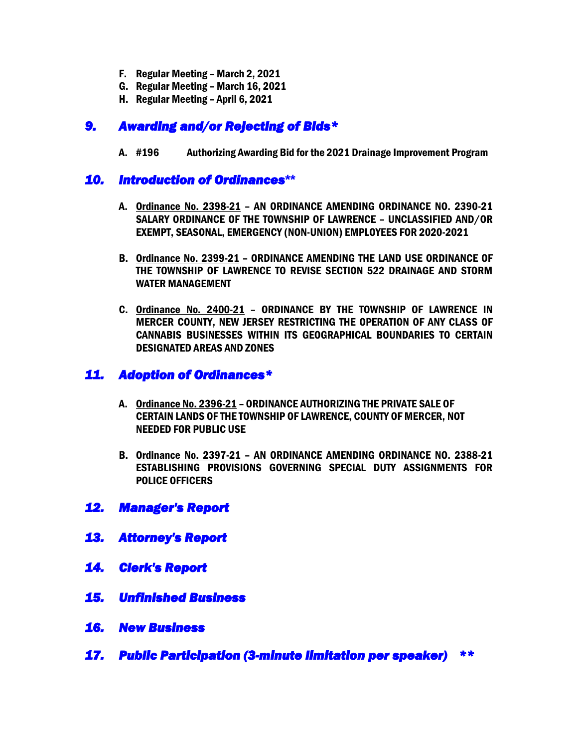F. **Regular Meeting – March 2, 2021**
G. **Regular Meeting – March 16, 2021**
H. **Regular Meeting – April 6, 2021**

## *9. Awarding and/or Rejecting of Bids**

A. **#196 Authorizing Awarding Bid for the 2021 Drainage Improvement Program**

## *10. Introduction of Ordinances***

A. **Ordinance No. 2398-21 – AN ORDINANCE AMENDING ORDINANCE NO. 2390-21 SALARY ORDINANCE OF THE TOWNSHIP OF LAWRENCE – UNCLASSIFIED AND/OR EXEMPT, SEASONAL, EMERGENCY (NON-UNION) EMPLOYEES FOR 2020-2021**

B. **Ordinance No. 2399-21 – ORDINANCE AMENDING THE LAND USE ORDINANCE OF THE TOWNSHIP OF LAWRENCE TO REVISE SECTION 522 DRAINAGE AND STORM WATER MANAGEMENT**

C. **Ordinance No. 2400-21 – ORDINANCE BY THE TOWNSHIP OF LAWRENCE IN MERCER COUNTY, NEW JERSEY RESTRICTING THE OPERATION OF ANY CLASS OF CANNABIS BUSINESSES WITHIN ITS GEOGRAPHICAL BOUNDARIES TO CERTAIN DESIGNATED AREAS AND ZONES**

## *11. Adoption of Ordinances**

A. **Ordinance No. 2396-21 – ORDINANCE AUTHORIZING THE PRIVATE SALE OF CERTAIN LANDS OF THE TOWNSHIP OF LAWRENCE, COUNTY OF MERCER, NOT NEEDED FOR PUBLIC USE**

B. **Ordinance No. 2397-21 – AN ORDINANCE AMENDING ORDINANCE NO. 2388-21 ESTABLISHING PROVISIONS GOVERNING SPECIAL DUTY ASSIGNMENTS FOR POLICE OFFICERS**

## *12. Manager's Report*

## *13. Attorney's Report*

## *14. Clerk's Report*

## *15. Unfinished Business*

## *16. New Business*

## *17. Public Participation (3-minute limitation per speaker) ***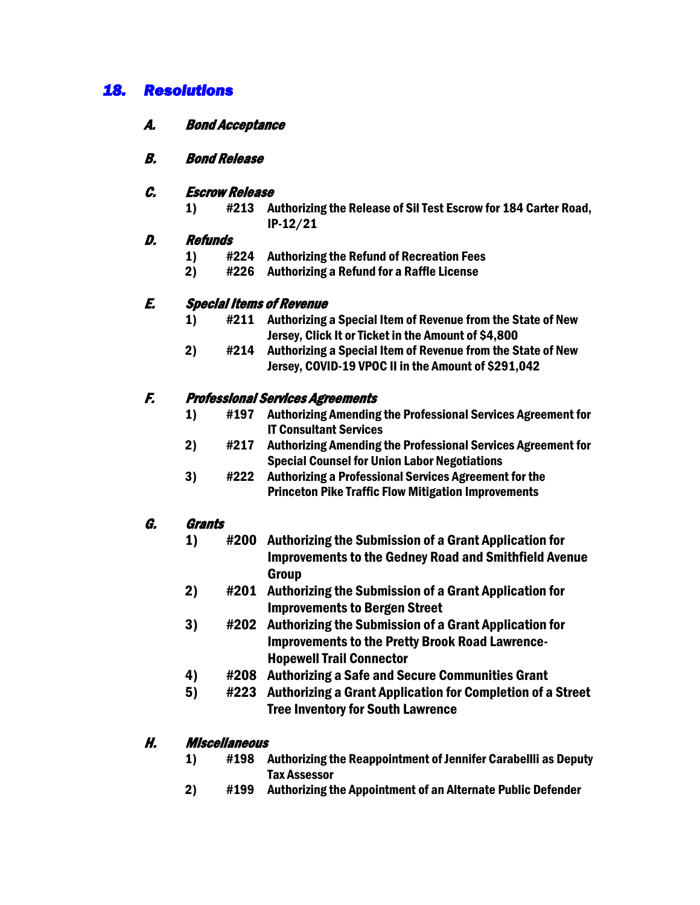## *18. Resolutions*

### *A. Bond Acceptance*

### *B. Bond Release*

### *C. Escrow Release*

1) **#213 Authorizing the Release of Sil Test Escrow for 184 Carter Road, IP-12/21**

### *D. Refunds*

1) **#224 Authorizing the Refund of Recreation Fees**
2) **#226 Authorizing a Refund for a Raffle License**

### *E. Special Items of Revenue*

1) **#211 Authorizing a Special Item of Revenue from the State of New Jersey, Click It or Ticket in the Amount of $4,800**
2) **#214 Authorizing a Special Item of Revenue from the State of New Jersey, COVID-19 VPOC II in the Amount of $291,042**

### *F. Professional Services Agreements*

1) **#197 Authorizing Amending the Professional Services Agreement for IT Consultant Services**
2) **#217 Authorizing Amending the Professional Services Agreement for Special Counsel for Union Labor Negotiations**
3) **#222 Authorizing a Professional Services Agreement for the Princeton Pike Traffic Flow Mitigation Improvements**

### *G. Grants*

1) **#200 Authorizing the Submission of a Grant Application for Improvements to the Gedney Road and Smithfield Avenue Group**
2) **#201 Authorizing the Submission of a Grant Application for Improvements to Bergen Street**
3) **#202 Authorizing the Submission of a Grant Application for Improvements to the Pretty Brook Road Lawrence-Hopewell Trail Connector**
4) **#208 Authorizing a Safe and Secure Communities Grant**
5) **#223 Authorizing a Grant Application for Completion of a Street Tree Inventory for South Lawrence**

### *H. Miscellaneous*

1) **#198 Authorizing the Reappointment of Jennifer Carabellli as Deputy Tax Assessor**
2) **#199 Authorizing the Appointment of an Alternate Public Defender**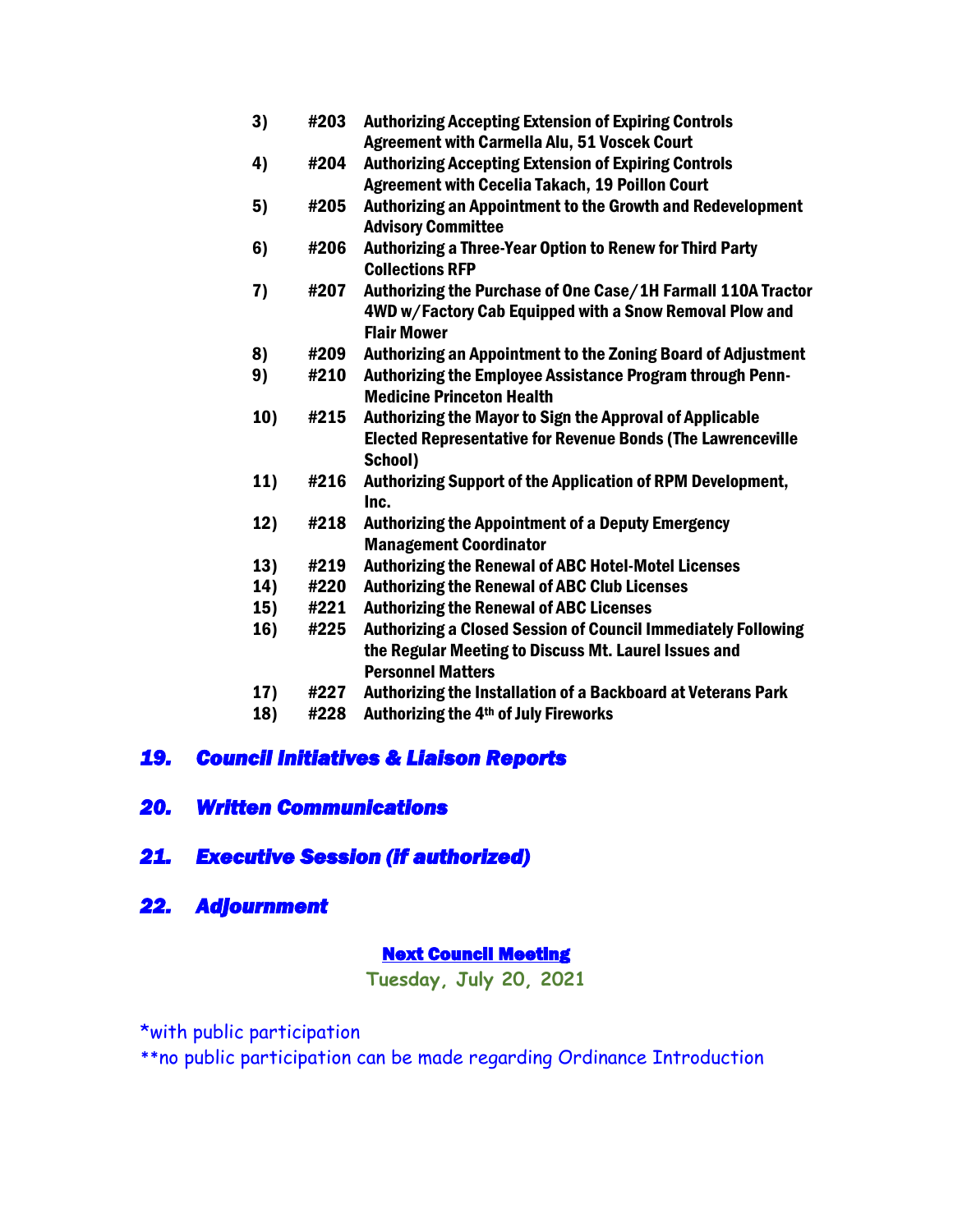3) #203 **Authorizing Accepting Extension of Expiring Controls Agreement with Carmella Alu, 51 Voscek Court**

4) #204 **Authorizing Accepting Extension of Expiring Controls Agreement with Cecelia Takach, 19 Poillon Court**

5) #205 **Authorizing an Appointment to the Growth and Redevelopment Advisory Committee**

6) #206 **Authorizing a Three-Year Option to Renew for Third Party Collections RFP**

7) #207 **Authorizing the Purchase of One Case/1H Farmall 110A Tractor 4WD w/Factory Cab Equipped with a Snow Removal Plow and Flair Mower**

8) #209 **Authorizing an Appointment to the Zoning Board of Adjustment**

9) #210 **Authorizing the Employee Assistance Program through Penn-Medicine Princeton Health**

10) #215 **Authorizing the Mayor to Sign the Approval of Applicable Elected Representative for Revenue Bonds (The Lawrenceville School)**

11) #216 **Authorizing Support of the Application of RPM Development, Inc.**

12) #218 **Authorizing the Appointment of a Deputy Emergency Management Coordinator**

13) #219 **Authorizing the Renewal of ABC Hotel-Motel Licenses**

14) #220 **Authorizing the Renewal of ABC Club Licenses**

15) #221 **Authorizing the Renewal of ABC Licenses**

16) #225 **Authorizing a Closed Session of Council Immediately Following the Regular Meeting to Discuss Mt. Laurel Issues and Personnel Matters**

17) #227 **Authorizing the Installation of a Backboard at Veterans Park**

18) #228 **Authorizing the 4th of July Fireworks**

## *19. Council Initiatives & Liaison Reports*

## *20. Written Communications*

## *21. Executive Session (if authorized)*

## *22. Adjournment*

**Next Council Meeting**

Tuesday, July 20, 2021

*with public participation

**no public participation can be made regarding Ordinance Introduction